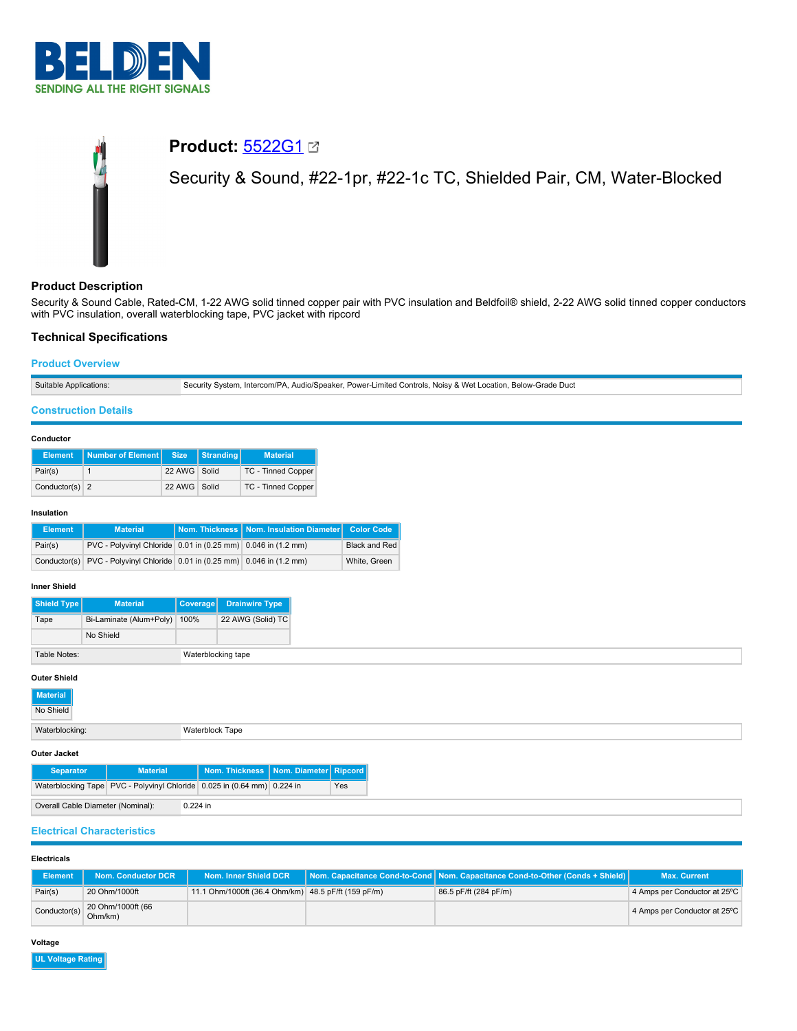# Product: 5522G1

## Security & Sound, #22-1pr, #22-1c TC, Shielded Pair, CM, Water-Blocked

### Product Description

Security & Sound Cable, Rated-CM, 1-22 AWG solid tinned copper pair with PVC insulation and Beldfoil® shield, 2-22 AWG solid tinned copper conductors with PVC insulation, overall waterblocking tape, PVC jacket with ripcord

### Technical Specifications

#### Product Overview

| Suitable Applications: | Security System, Intercom/PA, Audio/Speaker, Power-Limited Controls, Noisy & Wet Location, Below-Grade Duct |
|---|---|

#### Construction Details

**Conductor**

| Element | Number of Element | Size | Stranding | Material |
|---|---|---|---|---|
| Pair(s) | 1 | 22 AWG | Solid | TC - Tinned Copper |
| Conductor(s) | 2 | 22 AWG | Solid | TC - Tinned Copper |

**Insulation**

| Element | Material | Nom. Thickness | Nom. Insulation Diameter | Color Code |
|---|---|---|---|---|
| Pair(s) | PVC - Polyvinyl Chloride | 0.01 in (0.25 mm) | 0.046 in (1.2 mm) | Black and Red |
| Conductor(s) | PVC - Polyvinyl Chloride | 0.01 in (0.25 mm) | 0.046 in (1.2 mm) | White, Green |

**Inner Shield**

| Shield Type | Material | Coverage | Drainwire Type |
|---|---|---|---|
| Tape | Bi-Laminate (Alum+Poly) | 100% | 22 AWG (Solid) TC |
| | No Shield | | |

| Table Notes: | Waterblocking tape |
|---|---|

**Outer Shield**

| Material |
|---|
| No Shield |

| Waterblocking: | Waterblock Tape |
|---|---|

**Outer Jacket**

| Separator | Material | Nom. Thickness | Nom. Diameter | Ripcord |
|---|---|---|---|---|
| Waterblocking Tape | PVC - Polyvinyl Chloride | 0.025 in (0.64 mm) | 0.224 in | Yes |

| Overall Cable Diameter (Nominal): | 0.224 in |
|---|---|

#### Electrical Characteristics

**Electricals**

| Element | Nom. Conductor DCR | Nom. Inner Shield DCR | Nom. Capacitance Cond-to-Cond | Nom. Capacitance Cond-to-Other (Conds + Shield) | Max. Current |
|---|---|---|---|---|---|
| Pair(s) | 20 Ohm/1000ft | 11.1 Ohm/1000ft (36.4 Ohm/km) | 48.5 pF/ft (159 pF/m) | 86.5 pF/ft (284 pF/m) | 4 Amps per Conductor at 25ºC |
| Conductor(s) | 20 Ohm/1000ft (66 Ohm/km) | | | | 4 Amps per Conductor at 25ºC |

**Voltage**

| UL Voltage Rating |
|---|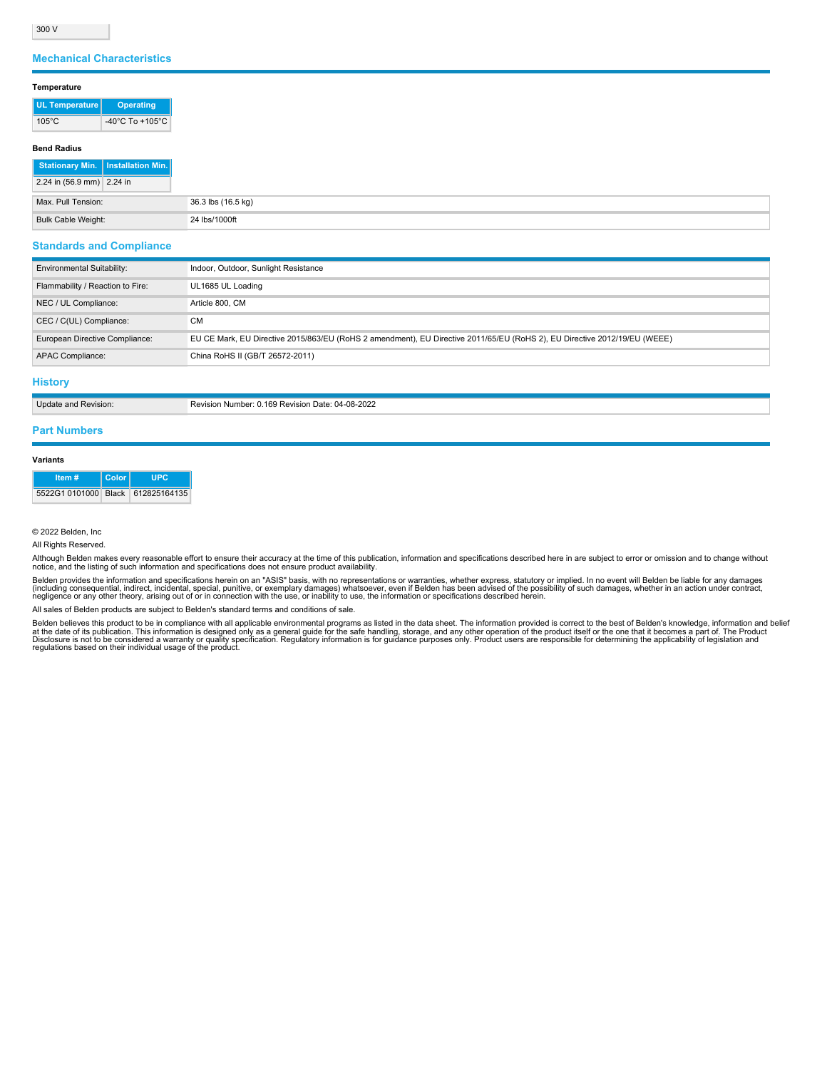| |
|---|
| 300 V |

## Mechanical Characteristics

**Temperature**

| UL Temperature | Operating |
|---|---|
| 105°C | -40°C To +105°C |

**Bend Radius**

| Stationary Min. | Installation Min. |
|---|---|
| 2.24 in (56.9 mm) | 2.24 in |

| | |
|---|---|
| Max. Pull Tension: | 36.3 lbs (16.5 kg) |
| Bulk Cable Weight: | 24 lbs/1000ft |

## Standards and Compliance

| | |
|---|---|
| Environmental Suitability: | Indoor, Outdoor, Sunlight Resistance |
| Flammability / Reaction to Fire: | UL1685 UL Loading |
| NEC / UL Compliance: | Article 800, CM |
| CEC / C(UL) Compliance: | CM |
| European Directive Compliance: | EU CE Mark, EU Directive 2015/863/EU (RoHS 2 amendment), EU Directive 2011/65/EU (RoHS 2), EU Directive 2012/19/EU (WEEE) |
| APAC Compliance: | China RoHS II (GB/T 26572-2011) |

## History

| | |
|---|---|
| Update and Revision: | Revision Number: 0.169 Revision Date: 04-08-2022 |

## Part Numbers

**Variants**

| Item # | Color | UPC |
|---|---|---|
| 5522G1 0101000 | Black | 612825164135 |

© 2022 Belden, Inc

All Rights Reserved.

Although Belden makes every reasonable effort to ensure their accuracy at the time of this publication, information and specifications described here in are subject to error or omission and to change without notice, and the listing of such information and specifications does not ensure product availability.

Belden provides the information and specifications herein on an "ASIS" basis, with no representations or warranties, whether express, statutory or implied. In no event will Belden be liable for any damages (including consequential, indirect, incidental, special, punitive, or exemplary damages) whatsoever, even if Belden has been advised of the possibility of such damages, whether in an action under contract, negligence or any other theory, arising out of or in connection with the use, or inability to use, the information or specifications described herein.

All sales of Belden products are subject to Belden's standard terms and conditions of sale.

Belden believes this product to be in compliance with all applicable environmental programs as listed in the data sheet. The information provided is correct to the best of Belden's knowledge, information and belief at the date of its publication. This information is designed only as a general guide for the safe handling, storage, and any other operation of the product itself or the one that it becomes a part of. The Product Disclosure is not to be considered a warranty or quality specification. Regulatory information is for guidance purposes only. Product users are responsible for determining the applicability of legislation and regulations based on their individual usage of the product.